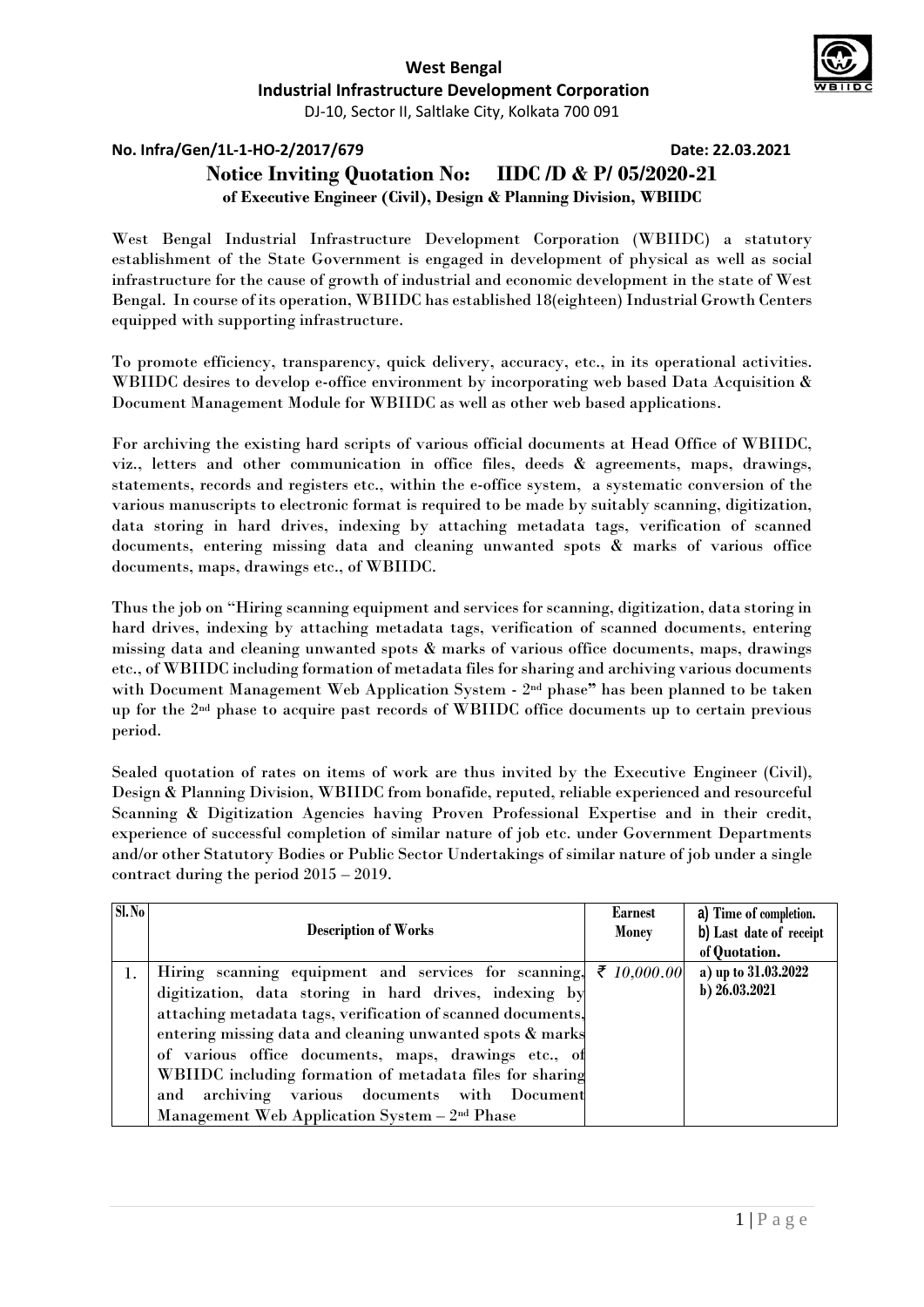# West Bengal
## Industrial Infrastructure Development Corporation

DJ-10, Sector II, Saltlake City, Kolkata 700 091

**No. Infra/Gen/1L-1-HO-2/2017/679** **Date: 22.03.2021**

## Notice Inviting Quotation No: IIDC /D & P/ 05/2020-21

**of Executive Engineer (Civil), Design & Planning Division, WBIIDC**

West Bengal Industrial Infrastructure Development Corporation (WBIIDC) a statutory establishment of the State Government is engaged in development of physical as well as social infrastructure for the cause of growth of industrial and economic development in the state of West Bengal. In course of its operation, WBIIDC has established 18(eighteen) Industrial Growth Centers equipped with supporting infrastructure.

To promote efficiency, transparency, quick delivery, accuracy, etc., in its operational activities. WBIIDC desires to develop e-office environment by incorporating web based Data Acquisition & Document Management Module for WBIIDC as well as other web based applications.

For archiving the existing hard scripts of various official documents at Head Office of WBIIDC, viz., letters and other communication in office files, deeds & agreements, maps, drawings, statements, records and registers etc., within the e-office system, a systematic conversion of the various manuscripts to electronic format is required to be made by suitably scanning, digitization, data storing in hard drives, indexing by attaching metadata tags, verification of scanned documents, entering missing data and cleaning unwanted spots & marks of various office documents, maps, drawings etc., of WBIIDC.

Thus the job on "Hiring scanning equipment and services for scanning, digitization, data storing in hard drives, indexing by attaching metadata tags, verification of scanned documents, entering missing data and cleaning unwanted spots & marks of various office documents, maps, drawings etc., of WBIIDC including formation of metadata files for sharing and archiving various documents with Document Management Web Application System - 2nd phase" has been planned to be taken up for the 2nd phase to acquire past records of WBIIDC office documents up to certain previous period.

Sealed quotation of rates on items of work are thus invited by the Executive Engineer (Civil), Design & Planning Division, WBIIDC from bonafide, reputed, reliable experienced and resourceful Scanning & Digitization Agencies having Proven Professional Expertise and in their credit, experience of successful completion of similar nature of job etc. under Government Departments and/or other Statutory Bodies or Public Sector Undertakings of similar nature of job under a single contract during the period 2015 – 2019.

| Sl.No | Description of Works | Earnest Money | a) Time of completion. b) Last date of receipt of Quotation. |
|---|---|---|---|
| 1. | Hiring scanning equipment and services for scanning, digitization, data storing in hard drives, indexing by attaching metadata tags, verification of scanned documents, entering missing data and cleaning unwanted spots & marks of various office documents, maps, drawings etc., of WBIIDC including formation of metadata files for sharing and archiving various documents with Document Management Web Application System – 2nd Phase | ₹ *10,000.00* | a) up to 31.03.2022 b) 26.03.2021 |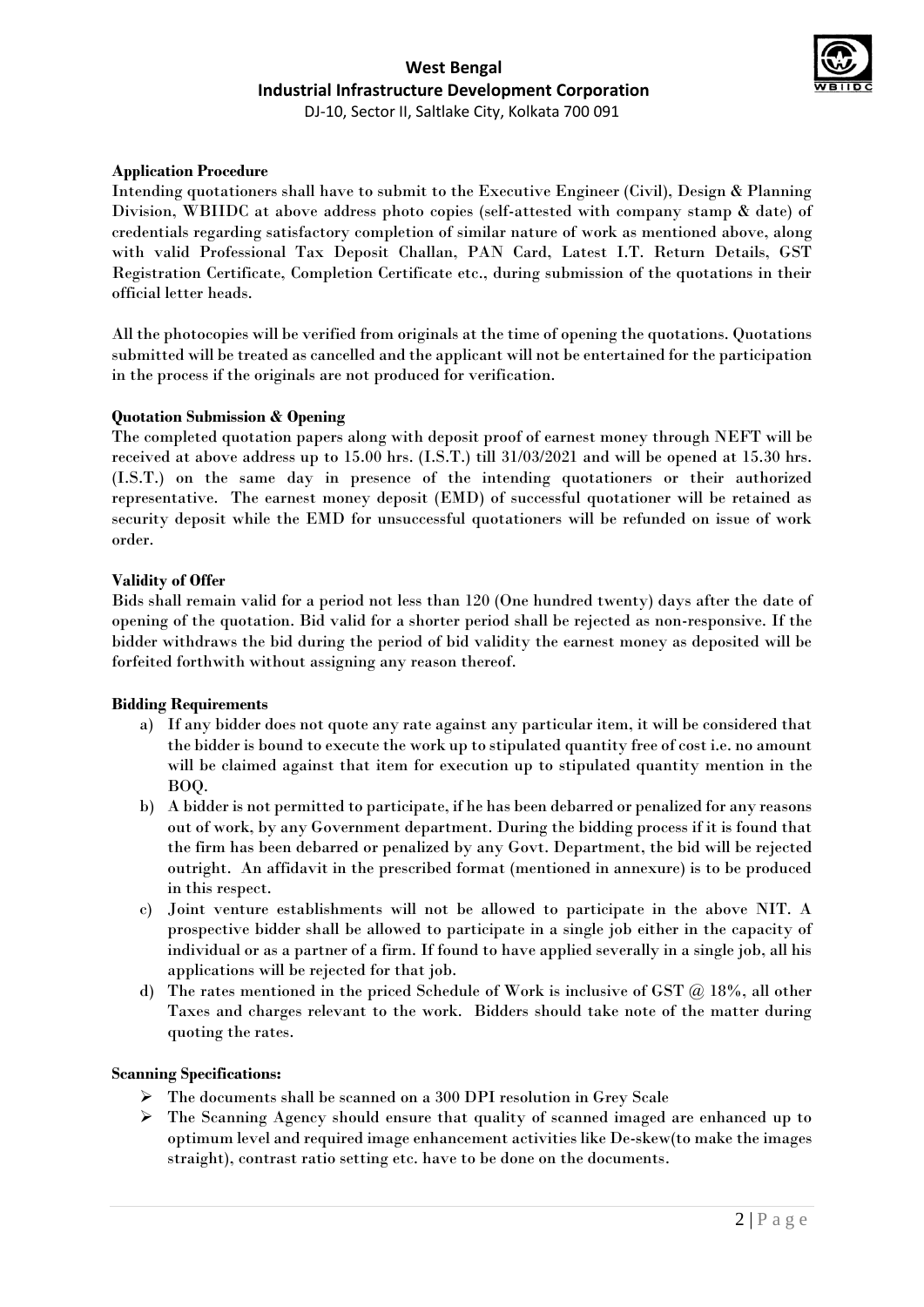**West Bengal**
**Industrial Infrastructure Development Corporation**
DJ-10, Sector II, Saltlake City, Kolkata 700 091

**Application Procedure**

Intending quotationers shall have to submit to the Executive Engineer (Civil), Design & Planning Division, WBIIDC at above address photo copies (self-attested with company stamp & date) of credentials regarding satisfactory completion of similar nature of work as mentioned above, along with valid Professional Tax Deposit Challan, PAN Card, Latest I.T. Return Details, GST Registration Certificate, Completion Certificate etc., during submission of the quotations in their official letter heads.

All the photocopies will be verified from originals at the time of opening the quotations. Quotations submitted will be treated as cancelled and the applicant will not be entertained for the participation in the process if the originals are not produced for verification.

**Quotation Submission & Opening**

The completed quotation papers along with deposit proof of earnest money through NEFT will be received at above address up to 15.00 hrs. (I.S.T.) till 31/03/2021 and will be opened at 15.30 hrs. (I.S.T.) on the same day in presence of the intending quotationers or their authorized representative. The earnest money deposit (EMD) of successful quotationer will be retained as security deposit while the EMD for unsuccessful quotationers will be refunded on issue of work order.

**Validity of Offer**

Bids shall remain valid for a period not less than 120 (One hundred twenty) days after the date of opening of the quotation. Bid valid for a shorter period shall be rejected as non-responsive. If the bidder withdraws the bid during the period of bid validity the earnest money as deposited will be forfeited forthwith without assigning any reason thereof.

**Bidding Requirements**

a) If any bidder does not quote any rate against any particular item, it will be considered that the bidder is bound to execute the work up to stipulated quantity free of cost i.e. no amount will be claimed against that item for execution up to stipulated quantity mention in the BOQ.

b) A bidder is not permitted to participate, if he has been debarred or penalized for any reasons out of work, by any Government department. During the bidding process if it is found that the firm has been debarred or penalized by any Govt. Department, the bid will be rejected outright. An affidavit in the prescribed format (mentioned in annexure) is to be produced in this respect.

c) Joint venture establishments will not be allowed to participate in the above NIT. A prospective bidder shall be allowed to participate in a single job either in the capacity of individual or as a partner of a firm. If found to have applied severally in a single job, all his applications will be rejected for that job.

d) The rates mentioned in the priced Schedule of Work is inclusive of GST @ 18%, all other Taxes and charges relevant to the work. Bidders should take note of the matter during quoting the rates.

**Scanning Specifications:**

- The documents shall be scanned on a 300 DPI resolution in Grey Scale
- The Scanning Agency should ensure that quality of scanned imaged are enhanced up to optimum level and required image enhancement activities like De-skew(to make the images straight), contrast ratio setting etc. have to be done on the documents.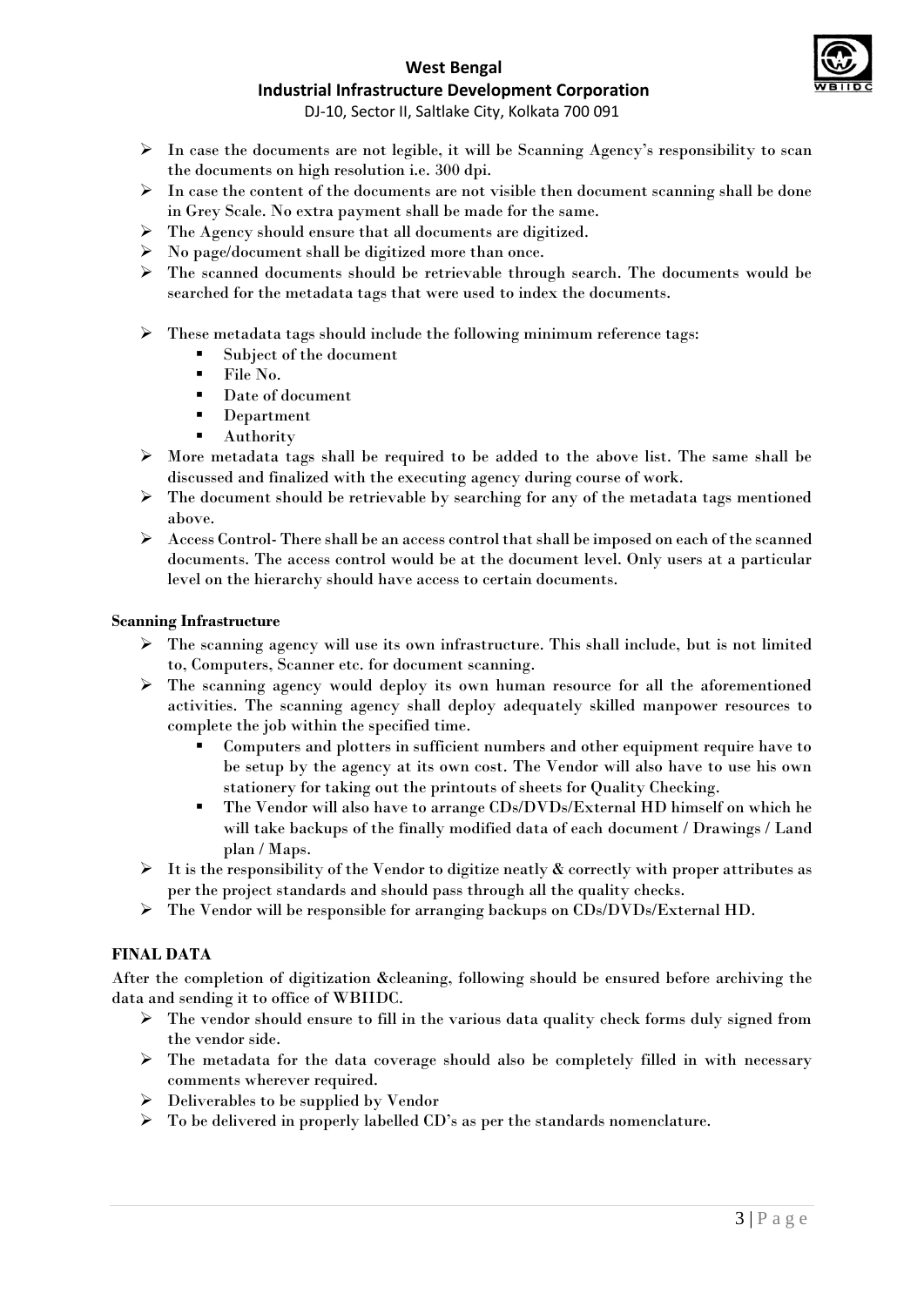- In case the documents are not legible, it will be Scanning Agency's responsibility to scan the documents on high resolution i.e. 300 dpi.
- In case the content of the documents are not visible then document scanning shall be done in Grey Scale. No extra payment shall be made for the same.
- The Agency should ensure that all documents are digitized.
- No page/document shall be digitized more than once.
- The scanned documents should be retrievable through search. The documents would be searched for the metadata tags that were used to index the documents.
- These metadata tags should include the following minimum reference tags:
  - Subject of the document
  - File No.
  - Date of document
  - Department
  - Authority
- More metadata tags shall be required to be added to the above list. The same shall be discussed and finalized with the executing agency during course of work.
- The document should be retrievable by searching for any of the metadata tags mentioned above.
- Access Control- There shall be an access control that shall be imposed on each of the scanned documents. The access control would be at the document level. Only users at a particular level on the hierarchy should have access to certain documents.

**Scanning Infrastructure**

- The scanning agency will use its own infrastructure. This shall include, but is not limited to, Computers, Scanner etc. for document scanning.
- The scanning agency would deploy its own human resource for all the aforementioned activities. The scanning agency shall deploy adequately skilled manpower resources to complete the job within the specified time.
  - Computers and plotters in sufficient numbers and other equipment require have to be setup by the agency at its own cost. The Vendor will also have to use his own stationery for taking out the printouts of sheets for Quality Checking.
  - The Vendor will also have to arrange CDs/DVDs/External HD himself on which he will take backups of the finally modified data of each document / Drawings / Land plan / Maps.
- It is the responsibility of the Vendor to digitize neatly & correctly with proper attributes as per the project standards and should pass through all the quality checks.
- The Vendor will be responsible for arranging backups on CDs/DVDs/External HD.

**FINAL DATA**

After the completion of digitization &cleaning, following should be ensured before archiving the data and sending it to office of WBIIDC.

- The vendor should ensure to fill in the various data quality check forms duly signed from the vendor side.
- The metadata for the data coverage should also be completely filled in with necessary comments wherever required.
- Deliverables to be supplied by Vendor
- To be delivered in properly labelled CD's as per the standards nomenclature.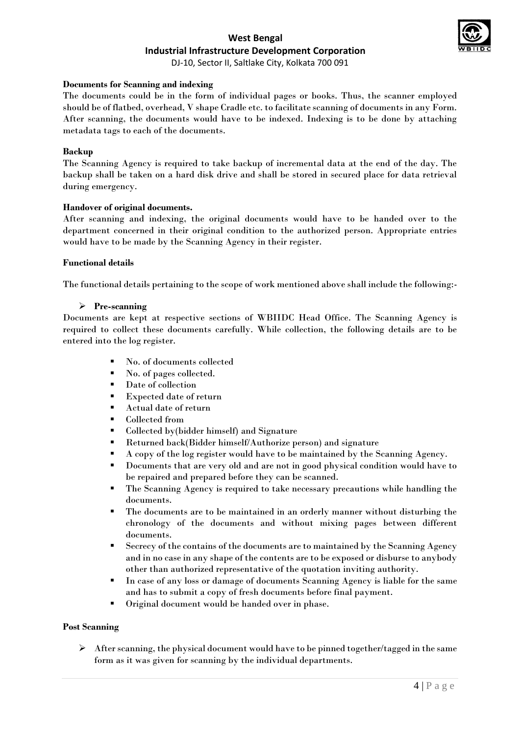**Documents for Scanning and indexing**

The documents could be in the form of individual pages or books. Thus, the scanner employed should be of flatbed, overhead, V shape Cradle etc. to facilitate scanning of documents in any Form. After scanning, the documents would have to be indexed. Indexing is to be done by attaching metadata tags to each of the documents.

**Backup**

The Scanning Agency is required to take backup of incremental data at the end of the day. The backup shall be taken on a hard disk drive and shall be stored in secured place for data retrieval during emergency.

**Handover of original documents.**

After scanning and indexing, the original documents would have to be handed over to the department concerned in their original condition to the authorized person. Appropriate entries would have to be made by the Scanning Agency in their register.

**Functional details**

The functional details pertaining to the scope of work mentioned above shall include the following:-

- **Pre-scanning**

Documents are kept at respective sections of WBIIDC Head Office. The Scanning Agency is required to collect these documents carefully. While collection, the following details are to be entered into the log register.

- No. of documents collected
- No. of pages collected.
- Date of collection
- Expected date of return
- Actual date of return
- Collected from
- Collected by(bidder himself) and Signature
- Returned back(Bidder himself/Authorize person) and signature
- A copy of the log register would have to be maintained by the Scanning Agency.
- Documents that are very old and are not in good physical condition would have to be repaired and prepared before they can be scanned.
- The Scanning Agency is required to take necessary precautions while handling the documents.
- The documents are to be maintained in an orderly manner without disturbing the chronology of the documents and without mixing pages between different documents.
- Secrecy of the contains of the documents are to maintained by the Scanning Agency and in no case in any shape of the contents are to be exposed or disburse to anybody other than authorized representative of the quotation inviting authority.
- In case of any loss or damage of documents Scanning Agency is liable for the same and has to submit a copy of fresh documents before final payment.
- Original document would be handed over in phase.

**Post Scanning**

- After scanning, the physical document would have to be pinned together/tagged in the same form as it was given for scanning by the individual departments.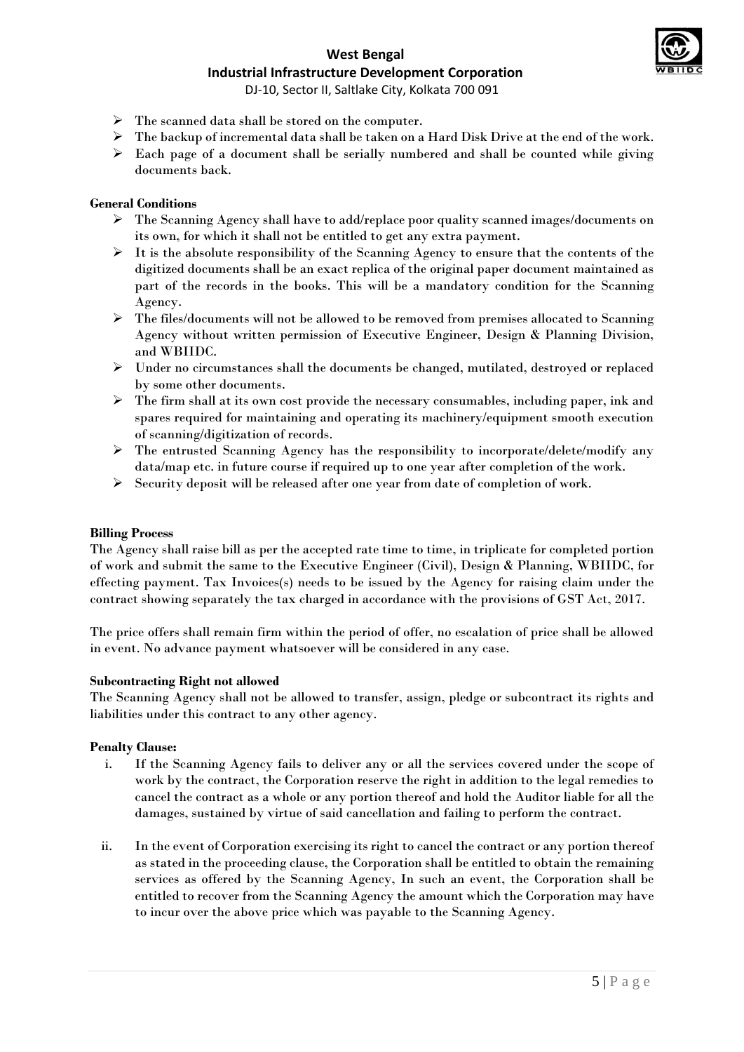- The scanned data shall be stored on the computer.
- The backup of incremental data shall be taken on a Hard Disk Drive at the end of the work.
- Each page of a document shall be serially numbered and shall be counted while giving documents back.

**General Conditions**

- The Scanning Agency shall have to add/replace poor quality scanned images/documents on its own, for which it shall not be entitled to get any extra payment.
- It is the absolute responsibility of the Scanning Agency to ensure that the contents of the digitized documents shall be an exact replica of the original paper document maintained as part of the records in the books. This will be a mandatory condition for the Scanning Agency.
- The files/documents will not be allowed to be removed from premises allocated to Scanning Agency without written permission of Executive Engineer, Design & Planning Division, and WBIIDC.
- Under no circumstances shall the documents be changed, mutilated, destroyed or replaced by some other documents.
- The firm shall at its own cost provide the necessary consumables, including paper, ink and spares required for maintaining and operating its machinery/equipment smooth execution of scanning/digitization of records.
- The entrusted Scanning Agency has the responsibility to incorporate/delete/modify any data/map etc. in future course if required up to one year after completion of the work.
- Security deposit will be released after one year from date of completion of work.

**Billing Process**

The Agency shall raise bill as per the accepted rate time to time, in triplicate for completed portion of work and submit the same to the Executive Engineer (Civil), Design & Planning, WBIIDC, for effecting payment. Tax Invoices(s) needs to be issued by the Agency for raising claim under the contract showing separately the tax charged in accordance with the provisions of GST Act, 2017.

The price offers shall remain firm within the period of offer, no escalation of price shall be allowed in event. No advance payment whatsoever will be considered in any case.

**Subcontracting Right not allowed**

The Scanning Agency shall not be allowed to transfer, assign, pledge or subcontract its rights and liabilities under this contract to any other agency.

**Penalty Clause:**

i. If the Scanning Agency fails to deliver any or all the services covered under the scope of work by the contract, the Corporation reserve the right in addition to the legal remedies to cancel the contract as a whole or any portion thereof and hold the Auditor liable for all the damages, sustained by virtue of said cancellation and failing to perform the contract.

ii. In the event of Corporation exercising its right to cancel the contract or any portion thereof as stated in the proceeding clause, the Corporation shall be entitled to obtain the remaining services as offered by the Scanning Agency, In such an event, the Corporation shall be entitled to recover from the Scanning Agency the amount which the Corporation may have to incur over the above price which was payable to the Scanning Agency.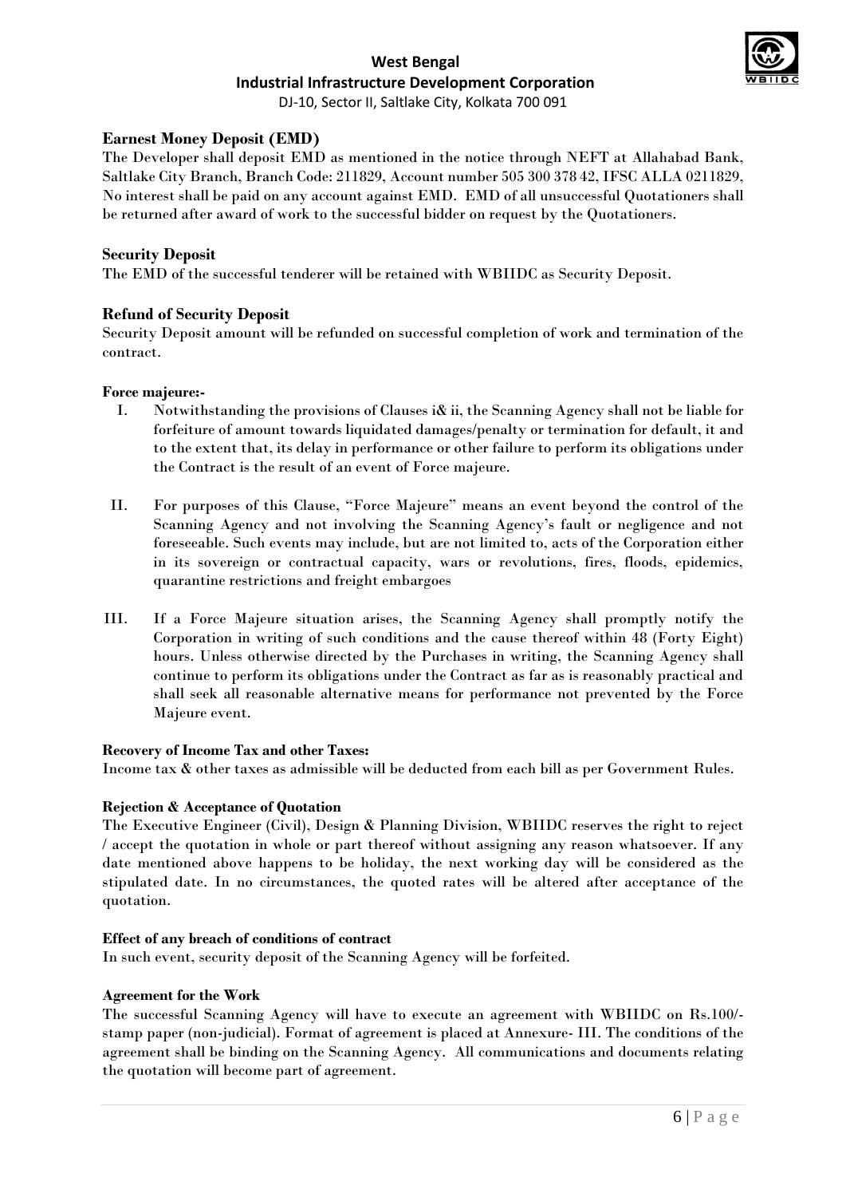**Earnest Money Deposit (EMD)**

The Developer shall deposit EMD as mentioned in the notice through NEFT at Allahabad Bank, Saltlake City Branch, Branch Code: 211829, Account number 505 300 378 42, IFSC ALLA 0211829, No interest shall be paid on any account against EMD. EMD of all unsuccessful Quotationers shall be returned after award of work to the successful bidder on request by the Quotationers.

**Security Deposit**

The EMD of the successful tenderer will be retained with WBIIDC as Security Deposit.

**Refund of Security Deposit**

Security Deposit amount will be refunded on successful completion of work and termination of the contract.

**Force majeure:-**

I. Notwithstanding the provisions of Clauses i& ii, the Scanning Agency shall not be liable for forfeiture of amount towards liquidated damages/penalty or termination for default, it and to the extent that, its delay in performance or other failure to perform its obligations under the Contract is the result of an event of Force majeure.

II. For purposes of this Clause, "Force Majeure" means an event beyond the control of the Scanning Agency and not involving the Scanning Agency's fault or negligence and not foreseeable. Such events may include, but are not limited to, acts of the Corporation either in its sovereign or contractual capacity, wars or revolutions, fires, floods, epidemics, quarantine restrictions and freight embargoes

III. If a Force Majeure situation arises, the Scanning Agency shall promptly notify the Corporation in writing of such conditions and the cause thereof within 48 (Forty Eight) hours. Unless otherwise directed by the Purchases in writing, the Scanning Agency shall continue to perform its obligations under the Contract as far as is reasonably practical and shall seek all reasonable alternative means for performance not prevented by the Force Majeure event.

**Recovery of Income Tax and other Taxes:**

Income tax & other taxes as admissible will be deducted from each bill as per Government Rules.

**Rejection & Acceptance of Quotation**

The Executive Engineer (Civil), Design & Planning Division, WBIIDC reserves the right to reject / accept the quotation in whole or part thereof without assigning any reason whatsoever. If any date mentioned above happens to be holiday, the next working day will be considered as the stipulated date. In no circumstances, the quoted rates will be altered after acceptance of the quotation.

**Effect of any breach of conditions of contract**

In such event, security deposit of the Scanning Agency will be forfeited.

**Agreement for the Work**

The successful Scanning Agency will have to execute an agreement with WBIIDC on Rs.100/- stamp paper (non-judicial). Format of agreement is placed at Annexure- III. The conditions of the agreement shall be binding on the Scanning Agency. All communications and documents relating the quotation will become part of agreement.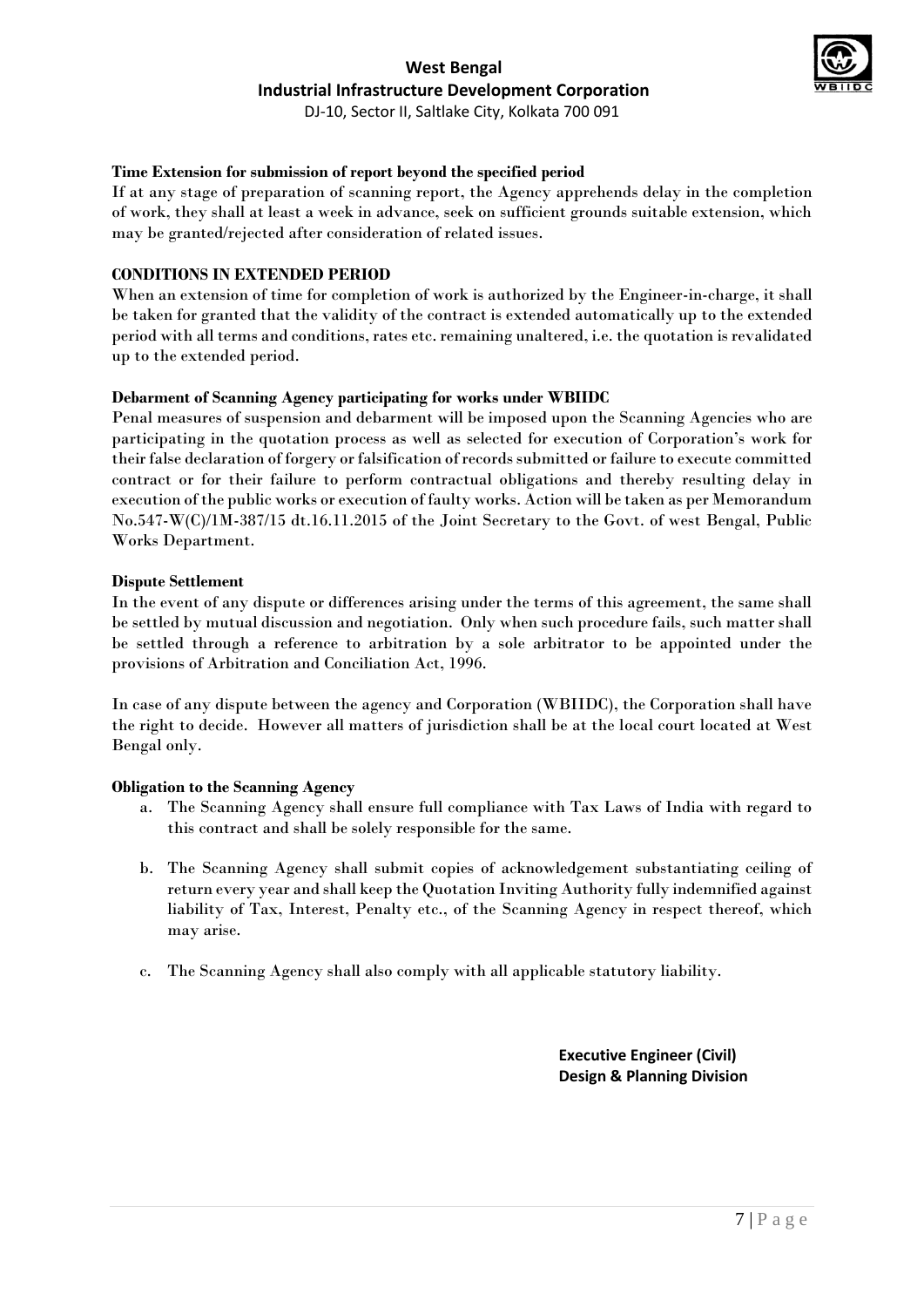**Time Extension for submission of report beyond the specified period**

If at any stage of preparation of scanning report, the Agency apprehends delay in the completion of work, they shall at least a week in advance, seek on sufficient grounds suitable extension, which may be granted/rejected after consideration of related issues.

**CONDITIONS IN EXTENDED PERIOD**

When an extension of time for completion of work is authorized by the Engineer-in-charge, it shall be taken for granted that the validity of the contract is extended automatically up to the extended period with all terms and conditions, rates etc. remaining unaltered, i.e. the quotation is revalidated up to the extended period.

**Debarment of Scanning Agency participating for works under WBIIDC**

Penal measures of suspension and debarment will be imposed upon the Scanning Agencies who are participating in the quotation process as well as selected for execution of Corporation's work for their false declaration of forgery or falsification of records submitted or failure to execute committed contract or for their failure to perform contractual obligations and thereby resulting delay in execution of the public works or execution of faulty works. Action will be taken as per Memorandum No.547-W(C)/1M-387/15 dt.16.11.2015 of the Joint Secretary to the Govt. of west Bengal, Public Works Department.

**Dispute Settlement**

In the event of any dispute or differences arising under the terms of this agreement, the same shall be settled by mutual discussion and negotiation. Only when such procedure fails, such matter shall be settled through a reference to arbitration by a sole arbitrator to be appointed under the provisions of Arbitration and Conciliation Act, 1996.

In case of any dispute between the agency and Corporation (WBIIDC), the Corporation shall have the right to decide. However all matters of jurisdiction shall be at the local court located at West Bengal only.

**Obligation to the Scanning Agency**

a. The Scanning Agency shall ensure full compliance with Tax Laws of India with regard to this contract and shall be solely responsible for the same.

b. The Scanning Agency shall submit copies of acknowledgement substantiating ceiling of return every year and shall keep the Quotation Inviting Authority fully indemnified against liability of Tax, Interest, Penalty etc., of the Scanning Agency in respect thereof, which may arise.

c. The Scanning Agency shall also comply with all applicable statutory liability.

**Executive Engineer (Civil)**
**Design & Planning Division**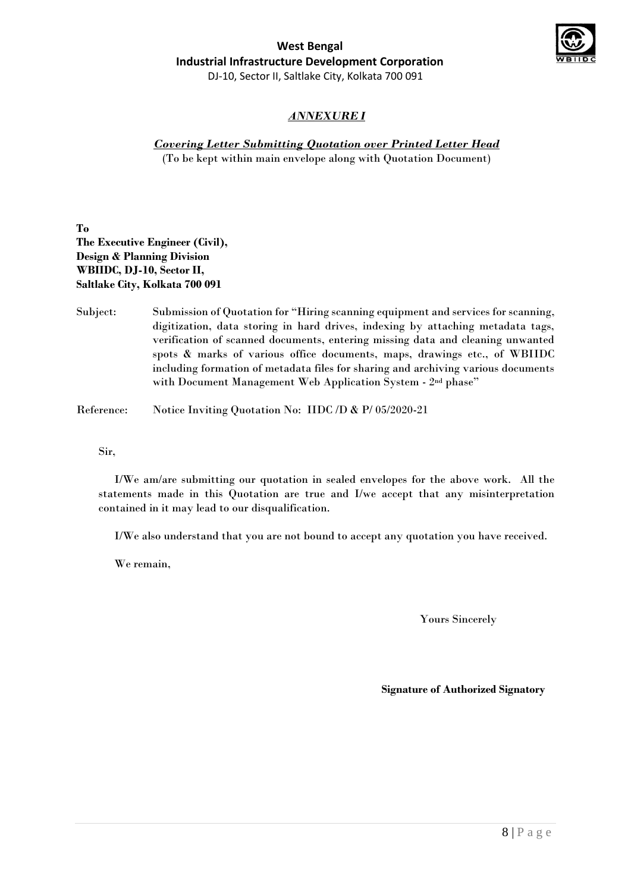**West Bengal**
**Industrial Infrastructure Development Corporation**
DJ-10, Sector II, Saltlake City, Kolkata 700 091

## *ANNEXURE I*

***Covering Letter Submitting Quotation over Printed Letter Head***
(To be kept within main envelope along with Quotation Document)

**To**
**The Executive Engineer (Civil),**
**Design & Planning Division**
**WBIIDC, DJ-10, Sector II,**
**Saltlake City, Kolkata 700 091**

Subject: Submission of Quotation for "Hiring scanning equipment and services for scanning, digitization, data storing in hard drives, indexing by attaching metadata tags, verification of scanned documents, entering missing data and cleaning unwanted spots & marks of various office documents, maps, drawings etc., of WBIIDC including formation of metadata files for sharing and archiving various documents with Document Management Web Application System - 2nd phase"

Reference: Notice Inviting Quotation No: IIDC /D & P/ 05/2020-21

Sir,

I/We am/are submitting our quotation in sealed envelopes for the above work. All the statements made in this Quotation are true and I/we accept that any misinterpretation contained in it may lead to our disqualification.

I/We also understand that you are not bound to accept any quotation you have received.

We remain,

Yours Sincerely

**Signature of Authorized Signatory**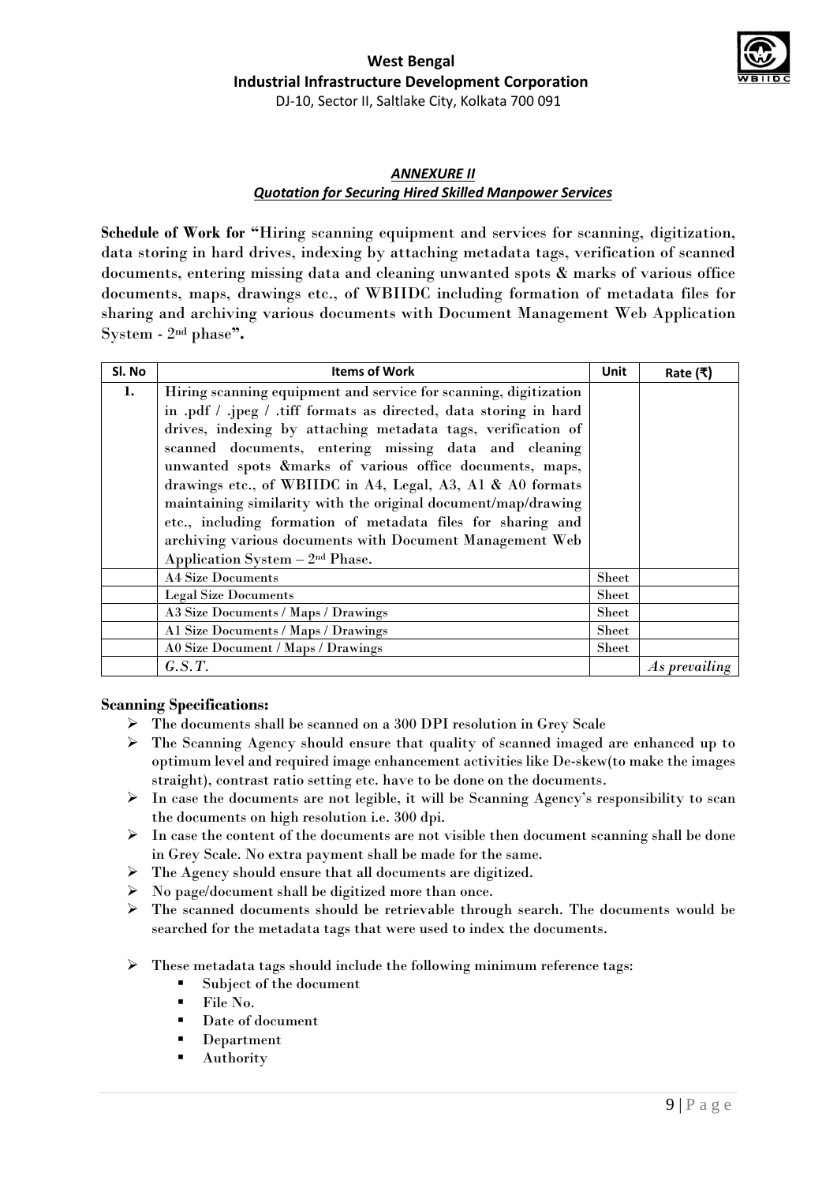## *ANNEXURE II*

### *Quotation for Securing Hired Skilled Manpower Services*

**Schedule of Work for "**Hiring scanning equipment and services for scanning, digitization, data storing in hard drives, indexing by attaching metadata tags, verification of scanned documents, entering missing data and cleaning unwanted spots & marks of various office documents, maps, drawings etc., of WBIIDC including formation of metadata files for sharing and archiving various documents with Document Management Web Application System - 2nd phase**".**

| Sl. No | Items of Work | Unit | Rate (₹) |
|---|---|---|---|
| **1.** | Hiring scanning equipment and service for scanning, digitization in .pdf / .jpeg / .tiff formats as directed, data storing in hard drives, indexing by attaching metadata tags, verification of scanned documents, entering missing data and cleaning unwanted spots &marks of various office documents, maps, drawings etc., of WBIIDC in A4, Legal, A3, A1 & A0 formats maintaining similarity with the original document/map/drawing etc., including formation of metadata files for sharing and archiving various documents with Document Management Web Application System – 2nd Phase. | | |
| | A4 Size Documents | Sheet | |
| | Legal Size Documents | Sheet | |
| | A3 Size Documents / Maps / Drawings | Sheet | |
| | A1 Size Documents / Maps / Drawings | Sheet | |
| | A0 Size Document / Maps / Drawings | Sheet | |
| | *G.S.T.* | | *As prevailing* |

**Scanning Specifications:**

- The documents shall be scanned on a 300 DPI resolution in Grey Scale
- The Scanning Agency should ensure that quality of scanned imaged are enhanced up to optimum level and required image enhancement activities like De-skew(to make the images straight), contrast ratio setting etc. have to be done on the documents.
- In case the documents are not legible, it will be Scanning Agency's responsibility to scan the documents on high resolution i.e. 300 dpi.
- In case the content of the documents are not visible then document scanning shall be done in Grey Scale. No extra payment shall be made for the same.
- The Agency should ensure that all documents are digitized.
- No page/document shall be digitized more than once.
- The scanned documents should be retrievable through search. The documents would be searched for the metadata tags that were used to index the documents.
- These metadata tags should include the following minimum reference tags:
  - Subject of the document
  - File No.
  - Date of document
  - Department
  - Authority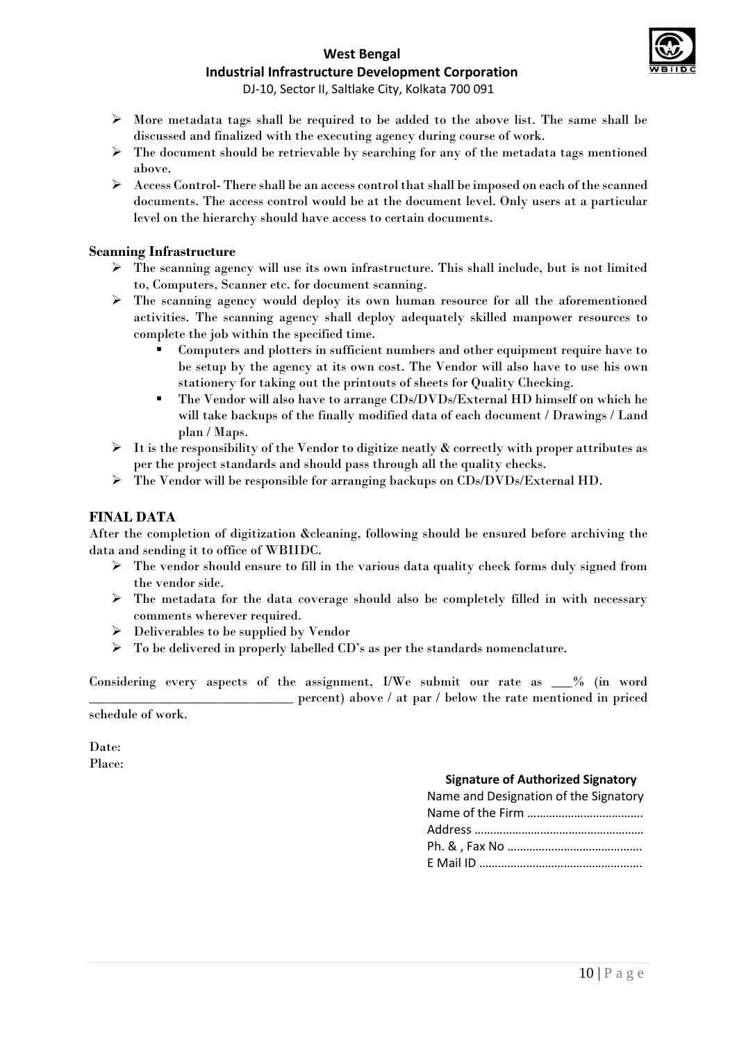- More metadata tags shall be required to be added to the above list. The same shall be discussed and finalized with the executing agency during course of work.
- The document should be retrievable by searching for any of the metadata tags mentioned above.
- Access Control- There shall be an access control that shall be imposed on each of the scanned documents. The access control would be at the document level. Only users at a particular level on the hierarchy should have access to certain documents.

**Scanning Infrastructure**

- The scanning agency will use its own infrastructure. This shall include, but is not limited to, Computers, Scanner etc. for document scanning.
- The scanning agency would deploy its own human resource for all the aforementioned activities. The scanning agency shall deploy adequately skilled manpower resources to complete the job within the specified time.
  - Computers and plotters in sufficient numbers and other equipment require have to be setup by the agency at its own cost. The Vendor will also have to use his own stationery for taking out the printouts of sheets for Quality Checking.
  - The Vendor will also have to arrange CDs/DVDs/External HD himself on which he will take backups of the finally modified data of each document / Drawings / Land plan / Maps.
- It is the responsibility of the Vendor to digitize neatly & correctly with proper attributes as per the project standards and should pass through all the quality checks.
- The Vendor will be responsible for arranging backups on CDs/DVDs/External HD.

## FINAL DATA

After the completion of digitization &cleaning, following should be ensured before archiving the data and sending it to office of WBIIDC.

- The vendor should ensure to fill in the various data quality check forms duly signed from the vendor side.
- The metadata for the data coverage should also be completely filled in with necessary comments wherever required.
- Deliverables to be supplied by Vendor
- To be delivered in properly labelled CD's as per the standards nomenclature.

Considering every aspects of the assignment, I/We submit our rate as ___% (in word ______________________________ percent) above / at par / below the rate mentioned in priced schedule of work.

Date:
Place:

**Signature of Authorized Signatory**
Name and Designation of the Signatory
Name of the Firm ……………………………….
Address ………………………………………………
Ph. & , Fax No …………………………………….
E Mail ID …………………………………………….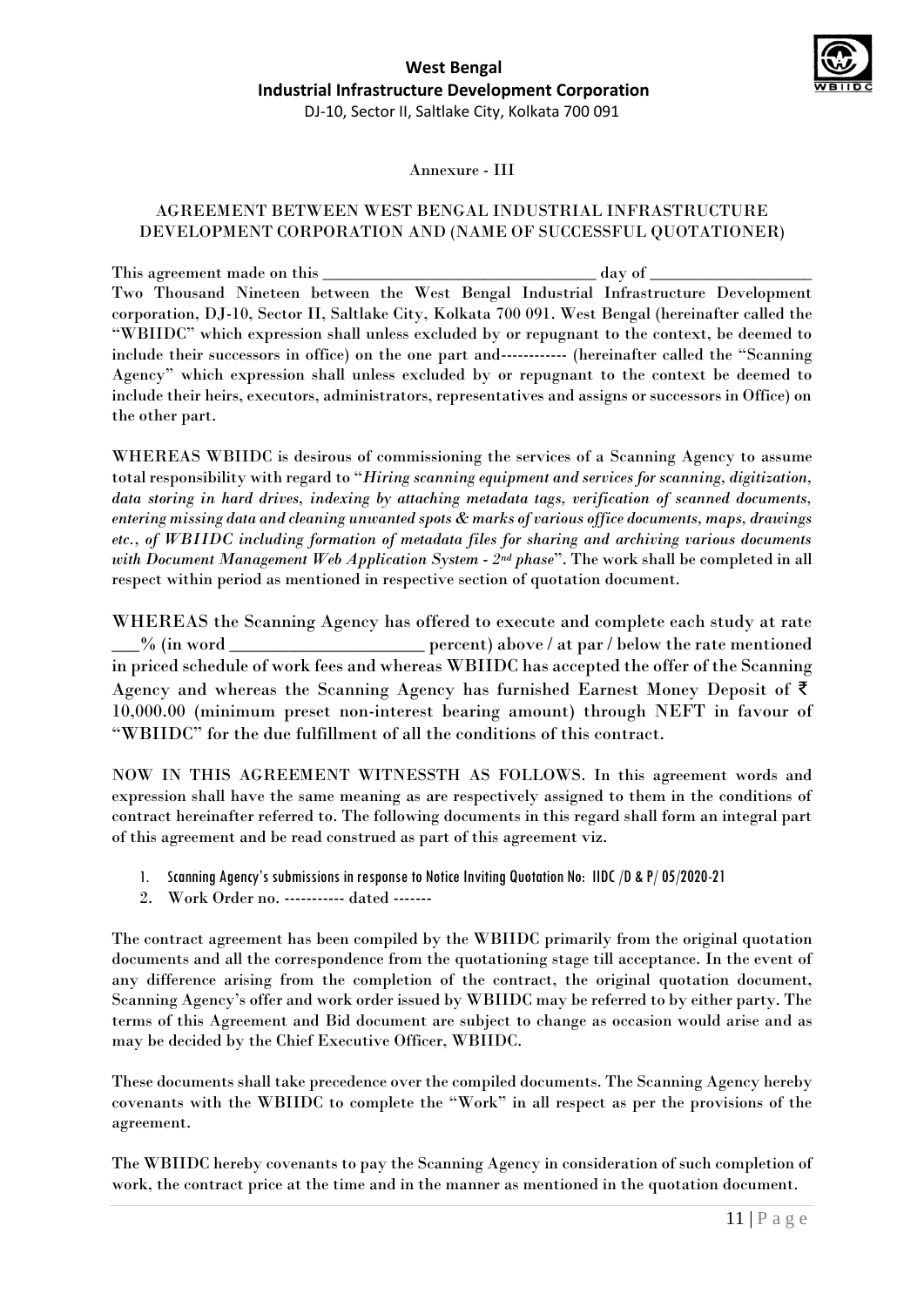Annexure - III

AGREEMENT BETWEEN WEST BENGAL INDUSTRIAL INFRASTRUCTURE DEVELOPMENT CORPORATION AND (NAME OF SUCCESSFUL QUOTATIONER)

This agreement made on this ________________________________ day of __________________ Two Thousand Nineteen between the West Bengal Industrial Infrastructure Development corporation, DJ-10, Sector II, Saltlake City, Kolkata 700 091. West Bengal (hereinafter called the "WBIIDC" which expression shall unless excluded by or repugnant to the context, be deemed to include their successors in office) on the one part and------------ (hereinafter called the "Scanning Agency" which expression shall unless excluded by or repugnant to the context be deemed to include their heirs, executors, administrators, representatives and assigns or successors in Office) on the other part.

WHEREAS WBIIDC is desirous of commissioning the services of a Scanning Agency to assume total responsibility with regard to "*Hiring scanning equipment and services for scanning, digitization, data storing in hard drives, indexing by attaching metadata tags, verification of scanned documents, entering missing data and cleaning unwanted spots & marks of various office documents, maps, drawings etc., of WBIIDC including formation of metadata files for sharing and archiving various documents with Document Management Web Application System - 2nd phase*". The work shall be completed in all respect within period as mentioned in respective section of quotation document.

WHEREAS the Scanning Agency has offered to execute and complete each study at rate ___% (in word _____________________ percent) above / at par / below the rate mentioned in priced schedule of work fees and whereas WBIIDC has accepted the offer of the Scanning Agency and whereas the Scanning Agency has furnished Earnest Money Deposit of ₹ 10,000.00 (minimum preset non-interest bearing amount) through NEFT in favour of "WBIIDC" for the due fulfillment of all the conditions of this contract.

NOW IN THIS AGREEMENT WITNESSTH AS FOLLOWS. In this agreement words and expression shall have the same meaning as are respectively assigned to them in the conditions of contract hereinafter referred to. The following documents in this regard shall form an integral part of this agreement and be read construed as part of this agreement viz.

1. Scanning Agency's submissions in response to Notice Inviting Quotation No: IIDC /D & P/ 05/2020-21
2. Work Order no. ----------- dated -------

The contract agreement has been compiled by the WBIIDC primarily from the original quotation documents and all the correspondence from the quotationing stage till acceptance. In the event of any difference arising from the completion of the contract, the original quotation document, Scanning Agency's offer and work order issued by WBIIDC may be referred to by either party. The terms of this Agreement and Bid document are subject to change as occasion would arise and as may be decided by the Chief Executive Officer, WBIIDC.

These documents shall take precedence over the compiled documents. The Scanning Agency hereby covenants with the WBIIDC to complete the "Work" in all respect as per the provisions of the agreement.

The WBIIDC hereby covenants to pay the Scanning Agency in consideration of such completion of work, the contract price at the time and in the manner as mentioned in the quotation document.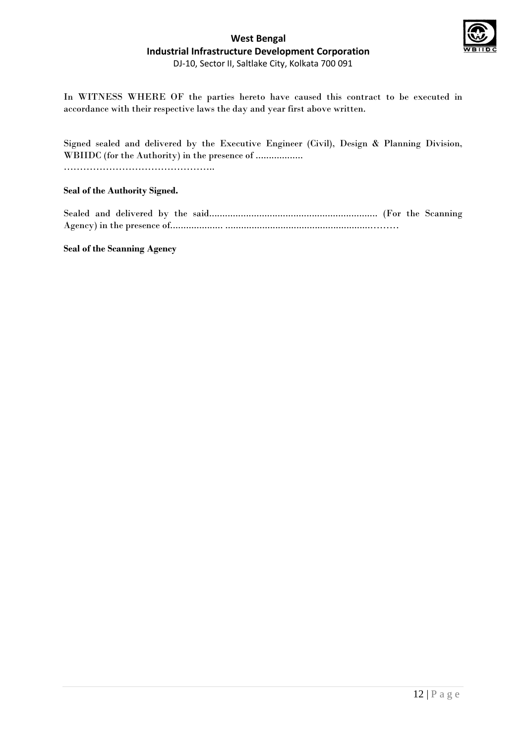In WITNESS WHERE OF the parties hereto have caused this contract to be executed in accordance with their respective laws the day and year first above written.

Signed sealed and delivered by the Executive Engineer (Civil), Design & Planning Division, WBIIDC (for the Authority) in the presence of ..................
………………………………………..

**Seal of the Authority Signed.**

Sealed and delivered by the said................................................................ (For the Scanning Agency) in the presence of.................... ..................................................………

**Seal of the Scanning Agency**